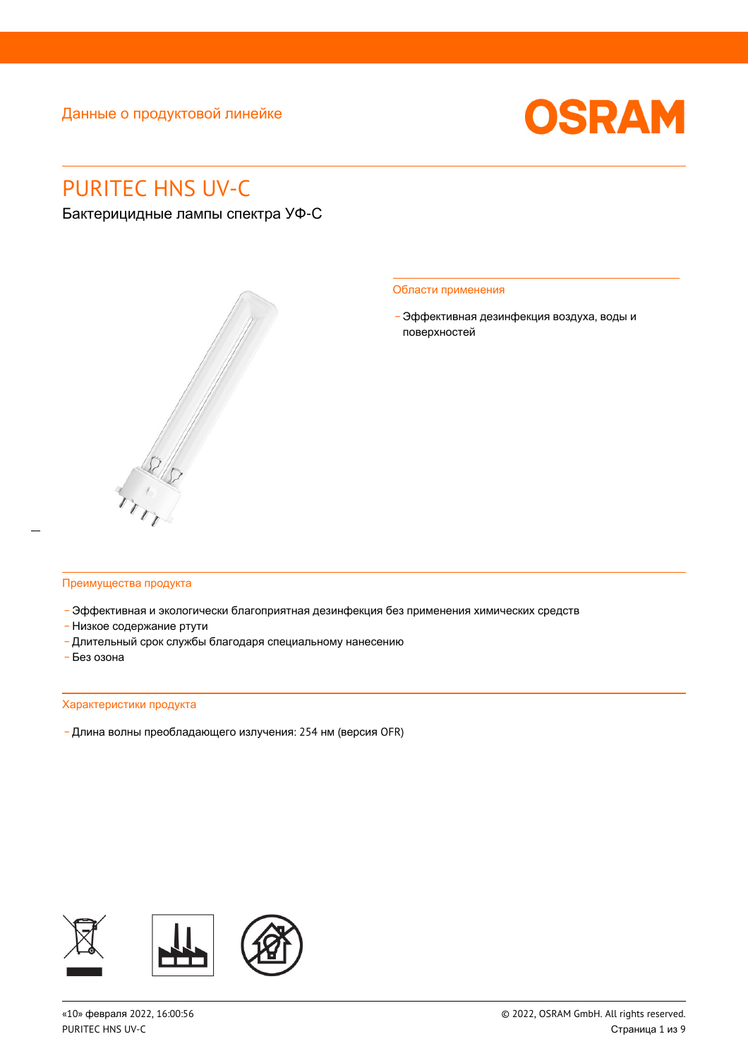Данные о продуктовой линейке

OSRAM

# PURITEC HNS UV-C

Бактерицидные лампы спектра УФ-С

## Области применения

- Эффективная дезинфекция воздуха, воды и поверхностей

## Преимущества продукта

- Эффективная и экологически благоприятная дезинфекция без применения химических средств
- Низкое содержание ртути
- Длительный срок службы благодаря специальному нанесению
- Без озона

## Характеристики продукта

- Длина волны преобладающего излучения: 254 нм (версия OFR)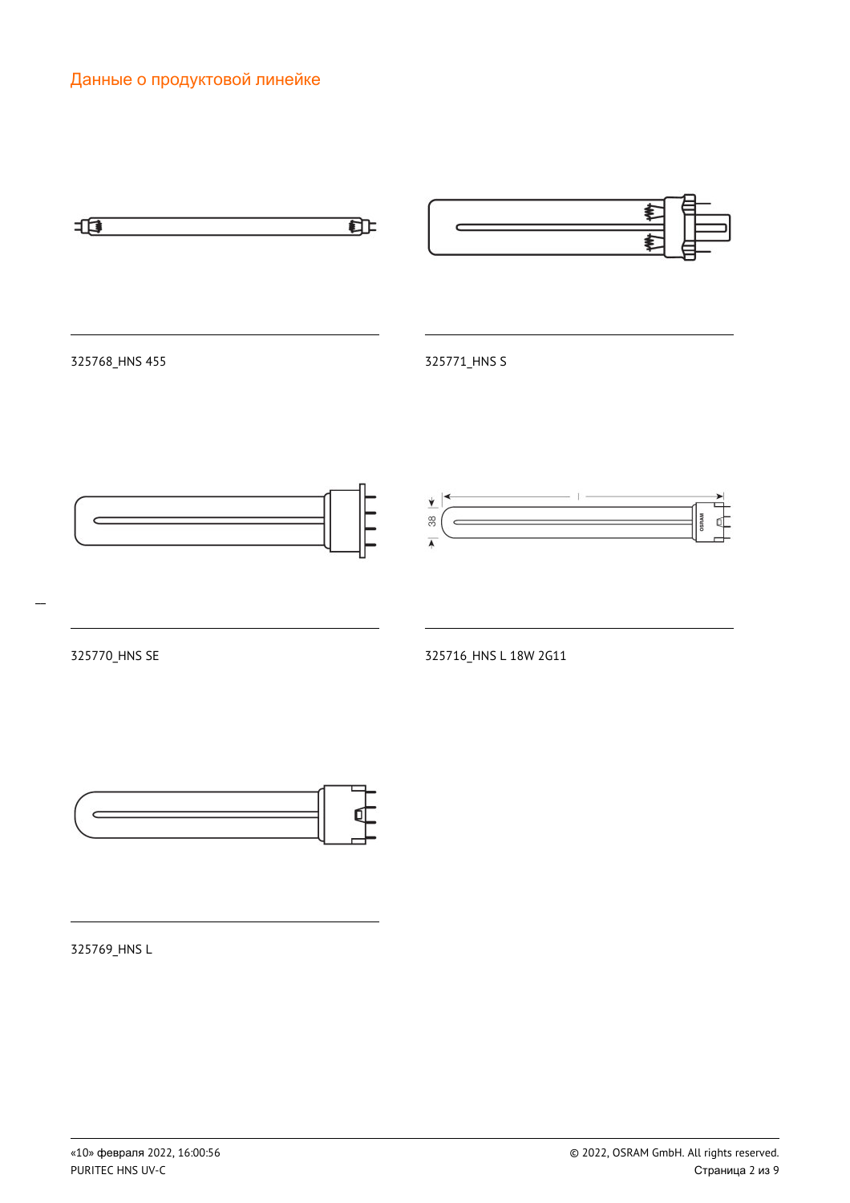## Данные о продуктовой линейке

325768_HNS 455

325771_HNS S

325770_HNS SE

325716_HNS L 18W 2G11

325769_HNS L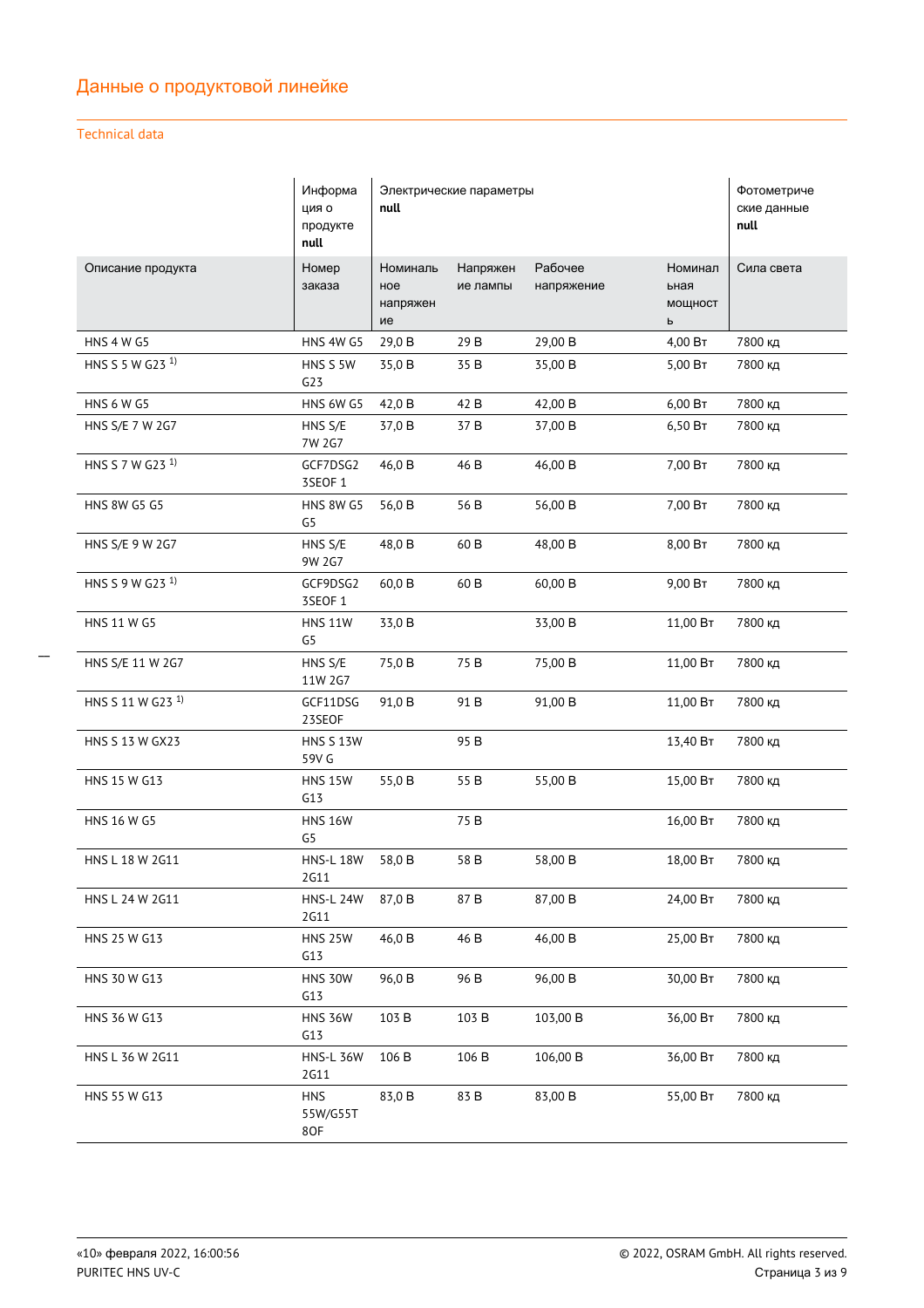## Данные о продуктовой линейке

Technical data

| | Информация о продукте **null** | Электрические параметры **null** | | | | Фотометрические данные **null** |
|---|---|---|---|---|---|---|
| Описание продукта | Номер заказа | Номинальное напряжение | Напряжение лампы | Рабочее напряжение | Номинальная мощность | Сила света |
| HNS 4 W G5 | HNS 4W G5 | 29,0 В | 29 В | 29,00 В | 4,00 Вт | 7800 кд |
| HNS S 5 W G23 [1)] | HNS S 5W G23 | 35,0 В | 35 В | 35,00 В | 5,00 Вт | 7800 кд |
| HNS 6 W G5 | HNS 6W G5 | 42,0 В | 42 В | 42,00 В | 6,00 Вт | 7800 кд |
| HNS S/E 7 W 2G7 | HNS S/E 7W 2G7 | 37,0 В | 37 В | 37,00 В | 6,50 Вт | 7800 кд |
| HNS S 7 W G23 [1)] | GCF7DSG23SEOF 1 | 46,0 В | 46 В | 46,00 В | 7,00 Вт | 7800 кд |
| HNS 8W G5 G5 | HNS 8W G5 G5 | 56,0 В | 56 В | 56,00 В | 7,00 Вт | 7800 кд |
| HNS S/E 9 W 2G7 | HNS S/E 9W 2G7 | 48,0 В | 60 В | 48,00 В | 8,00 Вт | 7800 кд |
| HNS S 9 W G23 [1)] | GCF9DSG23SEOF 1 | 60,0 В | 60 В | 60,00 В | 9,00 Вт | 7800 кд |
| HNS 11 W G5 | HNS 11W G5 | 33,0 В | | 33,00 В | 11,00 Вт | 7800 кд |
| HNS S/E 11 W 2G7 | HNS S/E 11W 2G7 | 75,0 В | 75 В | 75,00 В | 11,00 Вт | 7800 кд |
| HNS S 11 W G23 [1)] | GCF11DSG23SEOF | 91,0 В | 91 В | 91,00 В | 11,00 Вт | 7800 кд |
| HNS S 13 W GX23 | HNS S 13W 59V G | | 95 В | | 13,40 Вт | 7800 кд |
| HNS 15 W G13 | HNS 15W G13 | 55,0 В | 55 В | 55,00 В | 15,00 Вт | 7800 кд |
| HNS 16 W G5 | HNS 16W G5 | | 75 В | | 16,00 Вт | 7800 кд |
| HNS L 18 W 2G11 | HNS-L 18W 2G11 | 58,0 В | 58 В | 58,00 В | 18,00 Вт | 7800 кд |
| HNS L 24 W 2G11 | HNS-L 24W 2G11 | 87,0 В | 87 В | 87,00 В | 24,00 Вт | 7800 кд |
| HNS 25 W G13 | HNS 25W G13 | 46,0 В | 46 В | 46,00 В | 25,00 Вт | 7800 кд |
| HNS 30 W G13 | HNS 30W G13 | 96,0 В | 96 В | 96,00 В | 30,00 Вт | 7800 кд |
| HNS 36 W G13 | HNS 36W G13 | 103 В | 103 В | 103,00 В | 36,00 Вт | 7800 кд |
| HNS L 36 W 2G11 | HNS-L 36W 2G11 | 106 В | 106 В | 106,00 В | 36,00 Вт | 7800 кд |
| HNS 55 W G13 | HNS 55W/G55T 8OF | 83,0 В | 83 В | 83,00 В | 55,00 Вт | 7800 кд |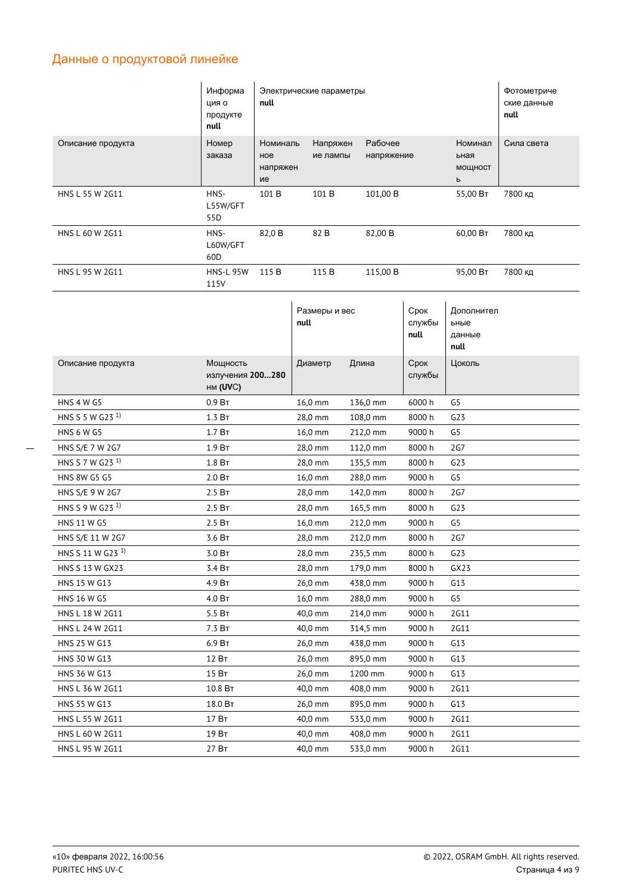## Данные о продуктовой линейке

| | Информация о продукте **null** | Электрические параметры **null** | | | | Фотометрические данные **null** |
|---|---|---|---|---|---|---|
| Описание продукта | Номер заказа | Номинальное напряжение | Напряжение лампы | Рабочее напряжение | Номинальная мощность | Сила света |
| HNS L 55 W 2G11 | HNS-L55W/GFT 55D | 101 В | 101 В | 101,00 В | 55,00 Вт | 7800 кд |
| HNS L 60 W 2G11 | HNS-L60W/GFT 60D | 82,0 В | 82 В | 82,00 В | 60,00 Вт | 7800 кд |
| HNS L 95 W 2G11 | HNS-L 95W 115V | 115 В | 115 В | 115,00 В | 95,00 Вт | 7800 кд |

| | | Размеры и вес **null** | | Срок службы **null** | Дополнительные данные **null** |
|---|---|---|---|---|---|
| Описание продукта | Мощность излучения **200…280** нм **(UVC)** | Диаметр | Длина | Срок службы | Цоколь |
| HNS 4 W G5 | 0.9 Вт | 16,0 mm | 136,0 mm | 6000 h | G5 |
| HNS S 5 W G23 [1)] | 1.3 Вт | 28,0 mm | 108,0 mm | 8000 h | G23 |
| HNS 6 W G5 | 1.7 Вт | 16,0 mm | 212,0 mm | 9000 h | G5 |
| HNS S/E 7 W 2G7 | 1.9 Вт | 28,0 mm | 112,0 mm | 8000 h | 2G7 |
| HNS S 7 W G23 [1)] | 1.8 Вт | 28,0 mm | 135,5 mm | 8000 h | G23 |
| HNS 8W G5 G5 | 2.0 Вт | 16,0 mm | 288,0 mm | 9000 h | G5 |
| HNS S/E 9 W 2G7 | 2.5 Вт | 28,0 mm | 142,0 mm | 8000 h | 2G7 |
| HNS S 9 W G23 [1)] | 2.5 Вт | 28,0 mm | 165,5 mm | 8000 h | G23 |
| HNS 11 W G5 | 2.5 Вт | 16,0 mm | 212,0 mm | 9000 h | G5 |
| HNS S/E 11 W 2G7 | 3.6 Вт | 28,0 mm | 212,0 mm | 8000 h | 2G7 |
| HNS S 11 W G23 [1)] | 3.0 Вт | 28,0 mm | 235,5 mm | 8000 h | G23 |
| HNS S 13 W GX23 | 3.4 Вт | 28,0 mm | 179,0 mm | 8000 h | GX23 |
| HNS 15 W G13 | 4.9 Вт | 26,0 mm | 438,0 mm | 9000 h | G13 |
| HNS 16 W G5 | 4.0 Вт | 16,0 mm | 288,0 mm | 9000 h | G5 |
| HNS L 18 W 2G11 | 5.5 Вт | 40,0 mm | 214,0 mm | 9000 h | 2G11 |
| HNS L 24 W 2G11 | 7.3 Вт | 40,0 mm | 314,5 mm | 9000 h | 2G11 |
| HNS 25 W G13 | 6.9 Вт | 26,0 mm | 438,0 mm | 9000 h | G13 |
| HNS 30 W G13 | 12 Вт | 26,0 mm | 895,0 mm | 9000 h | G13 |
| HNS 36 W G13 | 15 Вт | 26,0 mm | 1200 mm | 9000 h | G13 |
| HNS L 36 W 2G11 | 10.8 Вт | 40,0 mm | 408,0 mm | 9000 h | 2G11 |
| HNS 55 W G13 | 18.0 Вт | 26,0 mm | 895,0 mm | 9000 h | G13 |
| HNS L 55 W 2G11 | 17 Вт | 40,0 mm | 533,0 mm | 9000 h | 2G11 |
| HNS L 60 W 2G11 | 19 Вт | 40,0 mm | 408,0 mm | 9000 h | 2G11 |
| HNS L 95 W 2G11 | 27 Вт | 40,0 mm | 533,0 mm | 9000 h | 2G11 |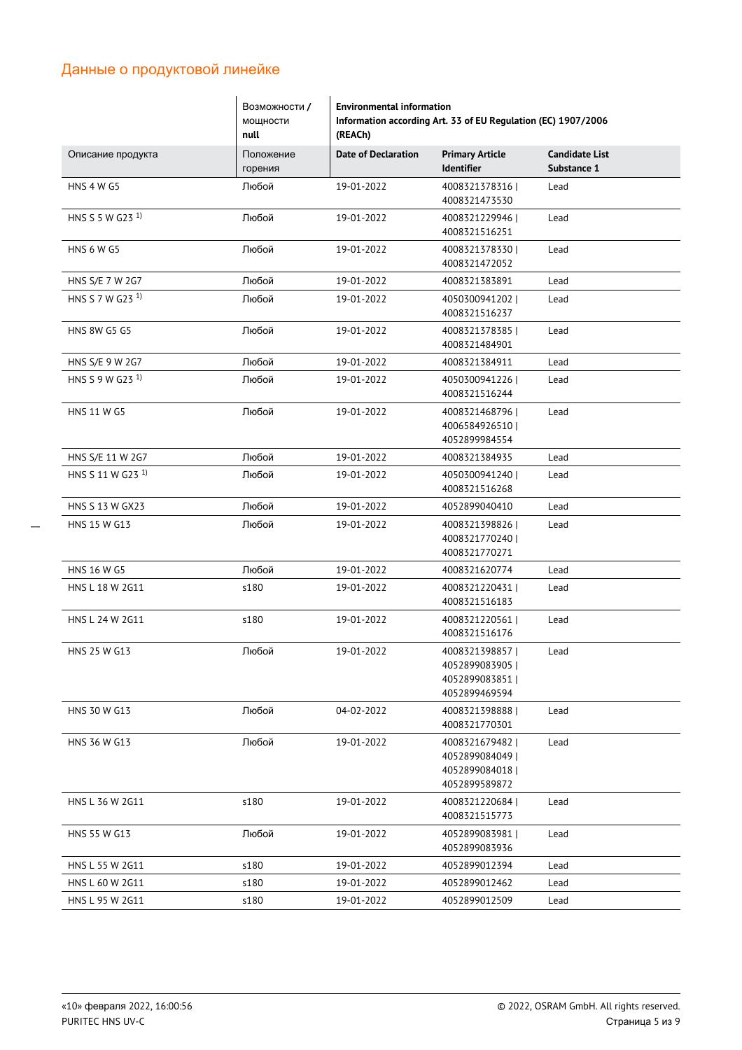## Данные о продуктовой линейке

| | Возможности / мощности null | Environmental information Information according Art. 33 of EU Regulation (EC) 1907/2006 (REACh) | | |
|---|---|---|---|---|
| Описание продукта | Положение горения | Date of Declaration | Primary Article Identifier | Candidate List Substance 1 |
| HNS 4 W G5 | Любой | 19-01-2022 | 4008321378316 \| 4008321473530 | Lead |
| HNS S 5 W G23 [1)] | Любой | 19-01-2022 | 4008321229946 \| 4008321516251 | Lead |
| HNS 6 W G5 | Любой | 19-01-2022 | 4008321378330 \| 4008321472052 | Lead |
| HNS S/E 7 W 2G7 | Любой | 19-01-2022 | 4008321383891 | Lead |
| HNS S 7 W G23 [1)] | Любой | 19-01-2022 | 4050300941202 \| 4008321516237 | Lead |
| HNS 8W G5 G5 | Любой | 19-01-2022 | 4008321378385 \| 4008321484901 | Lead |
| HNS S/E 9 W 2G7 | Любой | 19-01-2022 | 4008321384911 | Lead |
| HNS S 9 W G23 [1)] | Любой | 19-01-2022 | 4050300941226 \| 4008321516244 | Lead |
| HNS 11 W G5 | Любой | 19-01-2022 | 4008321468796 \| 4006584926510 \| 4052899984554 | Lead |
| HNS S/E 11 W 2G7 | Любой | 19-01-2022 | 4008321384935 | Lead |
| HNS S 11 W G23 [1)] | Любой | 19-01-2022 | 4050300941240 \| 4008321516268 | Lead |
| HNS S 13 W GX23 | Любой | 19-01-2022 | 4052899040410 | Lead |
| HNS 15 W G13 | Любой | 19-01-2022 | 4008321398826 \| 4008321770240 \| 4008321770271 | Lead |
| HNS 16 W G5 | Любой | 19-01-2022 | 4008321620774 | Lead |
| HNS L 18 W 2G11 | s180 | 19-01-2022 | 4008321220431 \| 4008321516183 | Lead |
| HNS L 24 W 2G11 | s180 | 19-01-2022 | 4008321220561 \| 4008321516176 | Lead |
| HNS 25 W G13 | Любой | 19-01-2022 | 4008321398857 \| 4052899083905 \| 4052899083851 \| 4052899469594 | Lead |
| HNS 30 W G13 | Любой | 04-02-2022 | 4008321398888 \| 4008321770301 | Lead |
| HNS 36 W G13 | Любой | 19-01-2022 | 4008321679482 \| 4052899084049 \| 4052899084018 \| 4052899589872 | Lead |
| HNS L 36 W 2G11 | s180 | 19-01-2022 | 4008321220684 \| 4008321515773 | Lead |
| HNS 55 W G13 | Любой | 19-01-2022 | 4052899083981 \| 4052899083936 | Lead |
| HNS L 55 W 2G11 | s180 | 19-01-2022 | 4052899012394 | Lead |
| HNS L 60 W 2G11 | s180 | 19-01-2022 | 4052899012462 | Lead |
| HNS L 95 W 2G11 | s180 | 19-01-2022 | 4052899012509 | Lead |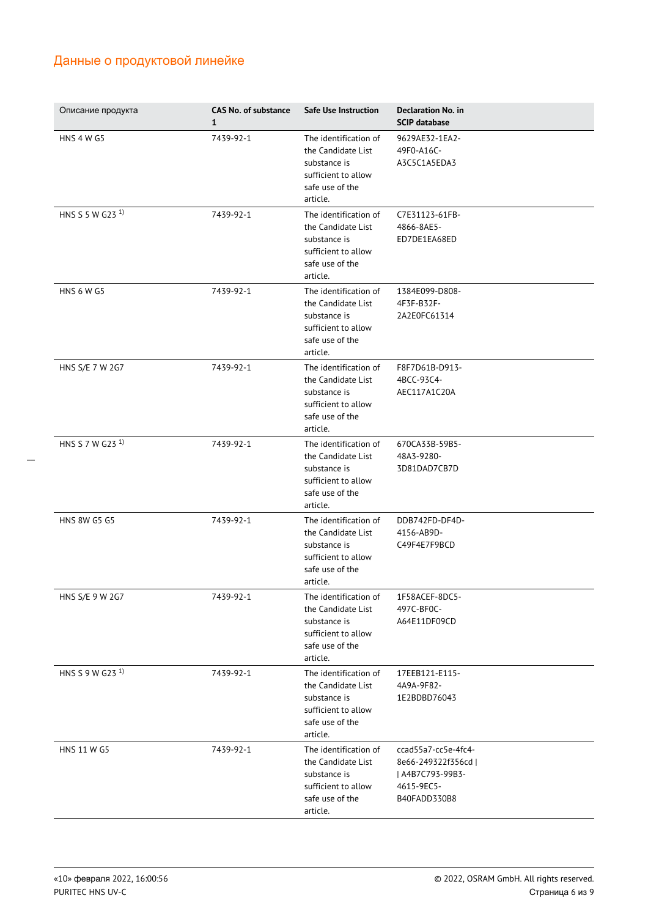## Данные о продуктовой линейке

| Описание продукта | CAS No. of substance 1 | Safe Use Instruction | Declaration No. in SCIP database |
|---|---|---|---|
| HNS 4 W G5 | 7439-92-1 | The identification of the Candidate List substance is sufficient to allow safe use of the article. | 9629AE32-1EA2-49F0-A16C-A3C5C1A5EDA3 |
| HNS S 5 W G23 [1)] | 7439-92-1 | The identification of the Candidate List substance is sufficient to allow safe use of the article. | C7E31123-61FB-4866-8AE5-ED7DE1EA68ED |
| HNS 6 W G5 | 7439-92-1 | The identification of the Candidate List substance is sufficient to allow safe use of the article. | 1384E099-D808-4F3F-B32F-2A2E0FC61314 |
| HNS S/E 7 W 2G7 | 7439-92-1 | The identification of the Candidate List substance is sufficient to allow safe use of the article. | F8F7D61B-D913-4BCC-93C4-AEC117A1C20A |
| HNS S 7 W G23 [1)] | 7439-92-1 | The identification of the Candidate List substance is sufficient to allow safe use of the article. | 670CA33B-59B5-48A3-9280-3D81DAD7CB7D |
| HNS 8W G5 G5 | 7439-92-1 | The identification of the Candidate List substance is sufficient to allow safe use of the article. | DDB742FD-DF4D-4156-AB9D-C49F4E7F9BCD |
| HNS S/E 9 W 2G7 | 7439-92-1 | The identification of the Candidate List substance is sufficient to allow safe use of the article. | 1F58ACEF-8DC5-497C-BF0C-A64E11DF09CD |
| HNS S 9 W G23 [1)] | 7439-92-1 | The identification of the Candidate List substance is sufficient to allow safe use of the article. | 17EEB121-E115-4A9A-9F82-1E2BDBD76043 |
| HNS 11 W G5 | 7439-92-1 | The identification of the Candidate List substance is sufficient to allow safe use of the article. | ccad55a7-cc5e-4fc4-8e66-249322f356cd \| \| A4B7C793-99B3-4615-9EC5-B40FADD330B8 |

«10» февраля 2022, 16:00:56
PURITEC HNS UV-C

© 2022, OSRAM GmbH. All rights reserved.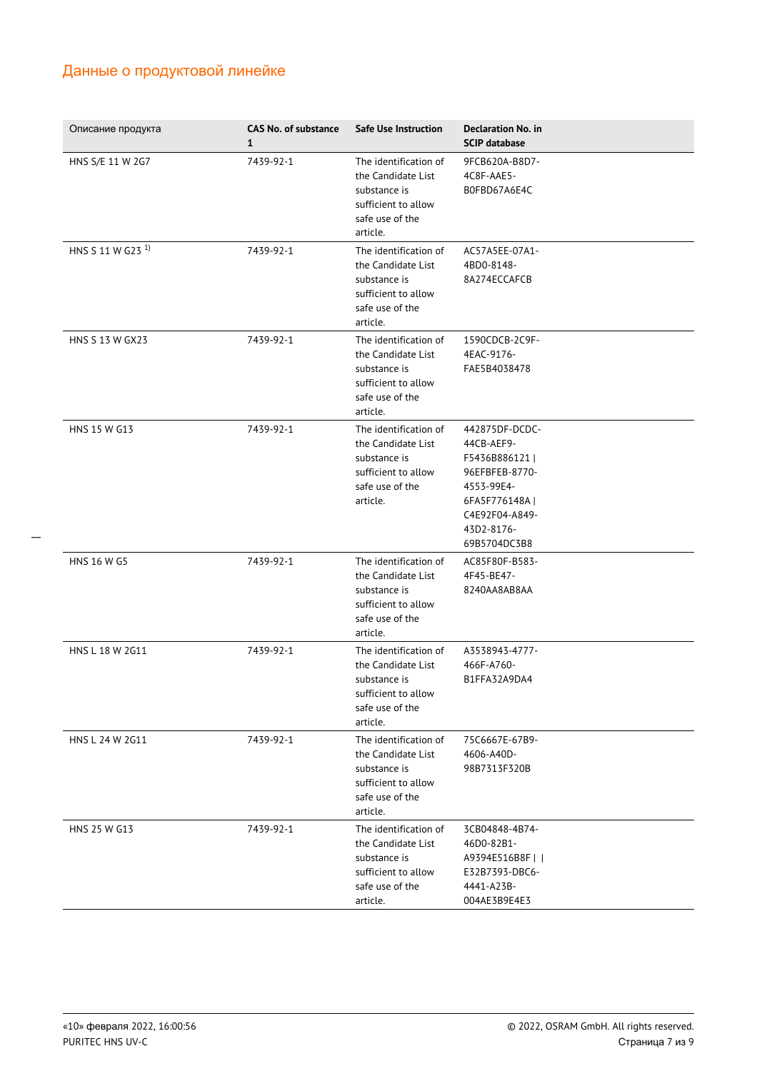## Данные о продуктовой линейке

| Описание продукта | CAS No. of substance 1 | Safe Use Instruction | Declaration No. in SCIP database |
|---|---|---|---|
| HNS S/E 11 W 2G7 | 7439-92-1 | The identification of the Candidate List substance is sufficient to allow safe use of the article. | 9FCB620A-B8D7-4C8F-AAE5-B0FBD67A6E4C |
| HNS S 11 W G23 [1)] | 7439-92-1 | The identification of the Candidate List substance is sufficient to allow safe use of the article. | AC57A5EE-07A1-4BD0-8148-8A274ECCAFCB |
| HNS S 13 W GX23 | 7439-92-1 | The identification of the Candidate List substance is sufficient to allow safe use of the article. | 1590CDCB-2C9F-4EAC-9176-FAE5B4038478 |
| HNS 15 W G13 | 7439-92-1 | The identification of the Candidate List substance is sufficient to allow safe use of the article. | 442875DF-DCDC-44CB-AEF9-F5436B886121 \| 96EFBFEB-8770-4553-99E4-6FA5F776148A \| C4E92F04-A849-43D2-8176-69B5704DC3B8 |
| HNS 16 W G5 | 7439-92-1 | The identification of the Candidate List substance is sufficient to allow safe use of the article. | AC85F80F-B583-4F45-BE47-8240AA8AB8AA |
| HNS L 18 W 2G11 | 7439-92-1 | The identification of the Candidate List substance is sufficient to allow safe use of the article. | A3538943-4777-466F-A760-B1FFA32A9DA4 |
| HNS L 24 W 2G11 | 7439-92-1 | The identification of the Candidate List substance is sufficient to allow safe use of the article. | 75C6667E-67B9-4606-A40D-98B7313F320B |
| HNS 25 W G13 | 7439-92-1 | The identification of the Candidate List substance is sufficient to allow safe use of the article. | 3CB04848-4B74-46D0-82B1-A9394E516B8F \| \| E32B7393-DBC6-4441-A23B-004AE3B9E4E3 |

«10» февраля 2022, 16:00:56
PURITEC HNS UV-C

© 2022, OSRAM GmbH. All rights reserved.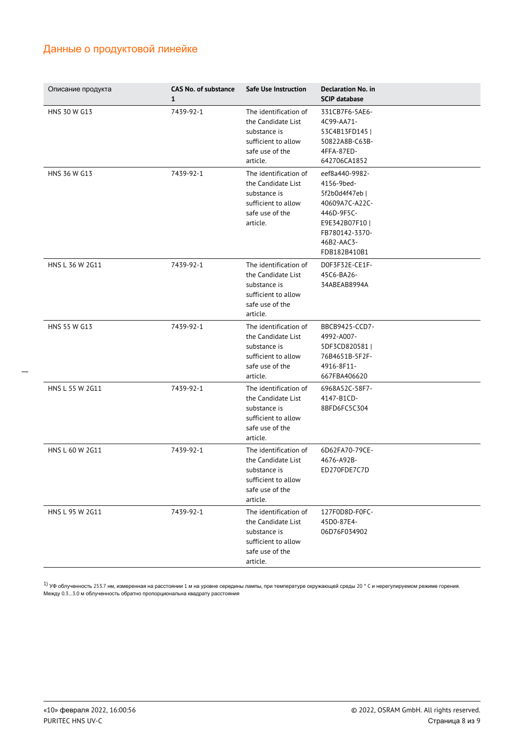## Данные о продуктовой линейке

| Описание продукта | CAS No. of substance 1 | Safe Use Instruction | Declaration No. in SCIP database |
|---|---|---|---|
| HNS 30 W G13 | 7439-92-1 | The identification of the Candidate List substance is sufficient to allow safe use of the article. | 331CB7F6-5AE6-4C99-AA71-53C4B13FD145 \| 50822A8B-C63B-4FFA-87ED-642706CA1852 |
| HNS 36 W G13 | 7439-92-1 | The identification of the Candidate List substance is sufficient to allow safe use of the article. | eef8a440-9982-4156-9bed-5f2b0d4f47eb \| 40609A7C-A22C-446D-9F5C-E9E342B07F10 \| FB780142-3370-46B2-AAC3-FDB182B410B1 |
| HNS L 36 W 2G11 | 7439-92-1 | The identification of the Candidate List substance is sufficient to allow safe use of the article. | D0F3F32E-CE1F-45C6-BA26-34ABEAB8994A |
| HNS 55 W G13 | 7439-92-1 | The identification of the Candidate List substance is sufficient to allow safe use of the article. | BBCB9425-CCD7-4992-A007-5DF3CD820581 \| 76B4651B-5F2F-4916-8F11-667FBA406620 |
| HNS L 55 W 2G11 | 7439-92-1 | The identification of the Candidate List substance is sufficient to allow safe use of the article. | 6968A52C-58F7-4147-B1CD-8BFD6FC5C304 |
| HNS L 60 W 2G11 | 7439-92-1 | The identification of the Candidate List substance is sufficient to allow safe use of the article. | 6D62FA70-79CE-4676-A92B-ED270FDE7C7D |
| HNS L 95 W 2G11 | 7439-92-1 | The identification of the Candidate List substance is sufficient to allow safe use of the article. | 127F0D8D-F0FC-45D0-87E4-06D76F034902 |

[1] УФ облученность 253.7 нм, измеренная на расстоянии 1 м на уровне середины лампы, при температуре окружающей среды 20 ° C и нерегулируемом режиме горения. Между 0.3…3.0 м облученность обратно пропорциональна квадрату расстояния

«10» февраля 2022, 16:00:56
PURITEC HNS UV-C

© 2022, OSRAM GmbH. All rights reserved.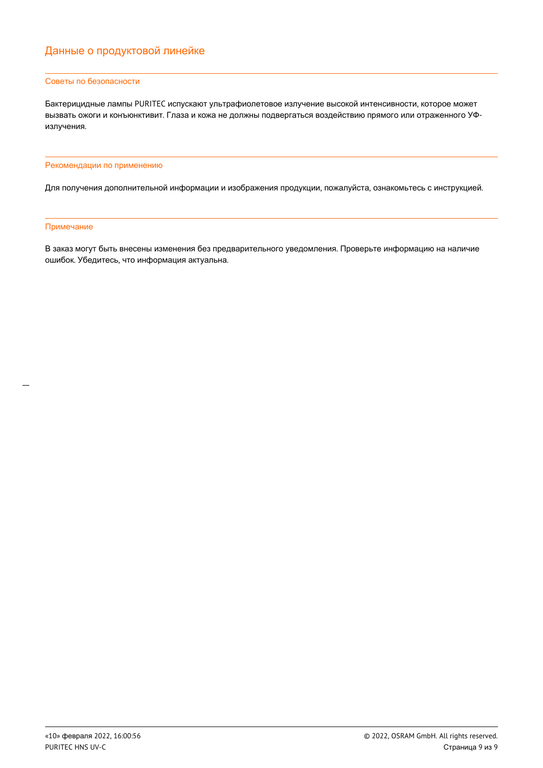# Данные о продуктовой линейке

## Советы по безопасности

Бактерицидные лампы PURITEC испускают ультрафиолетовое излучение высокой интенсивности, которое может вызвать ожоги и конъюнктивит. Глаза и кожа не должны подвергаться воздействию прямого или отраженного УФ-излучения.

## Рекомендации по применению

Для получения дополнительной информации и изображения продукции, пожалуйста, ознакомьтесь с инструкцией.

## Примечание

В заказ могут быть внесены изменения без предварительного уведомления. Проверьте информацию на наличие ошибок. Убедитесь, что информация актуальна.